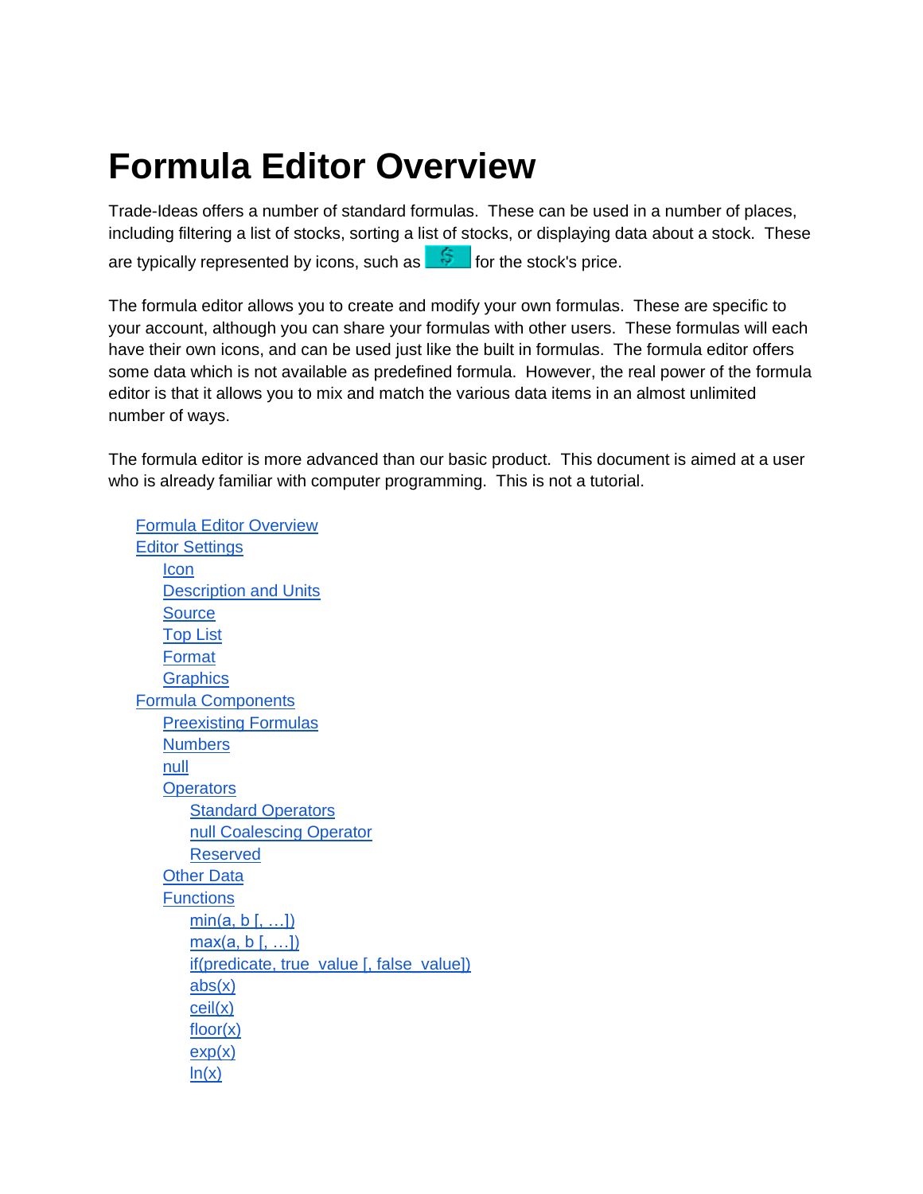# Formula Editor Overview

Trade-Ideas offers a number of standard formulas. These can be used in a number of places, including filtering a list of stocks, sorting a list of stocks, or displaying data about a stock. These are typically represented by icons, such as  for the stock's price.

The formula editor allows you to create and modify your own formulas. These are specific to your account, although you can share your formulas with other users. These formulas will each have their own icons, and can be used just like the built in formulas. The formula editor offers some data which is not available as predefined formula. However, the real power of the formula editor is that it allows you to mix and match the various data items in an almost unlimited number of ways.

The formula editor is more advanced than our basic product. This document is aimed at a user who is already familiar with computer programming. This is not a tutorial.

- Formula Editor Overview
- Editor Settings
    - Icon
    - Description and Units
    - Source
    - Top List
    - Format
    - Graphics
- Formula Components
    - Preexisting Formulas
    - Numbers
    - null
    - Operators
        - Standard Operators
        - null Coalescing Operator
        - Reserved
    - Other Data
    - Functions
        - min(a, b [, …])
        - max(a, b [, …])
        - if(predicate, true_value [, false_value])
        - abs(x)
        - ceil(x)
        - floor(x)
        - exp(x)
        - ln(x)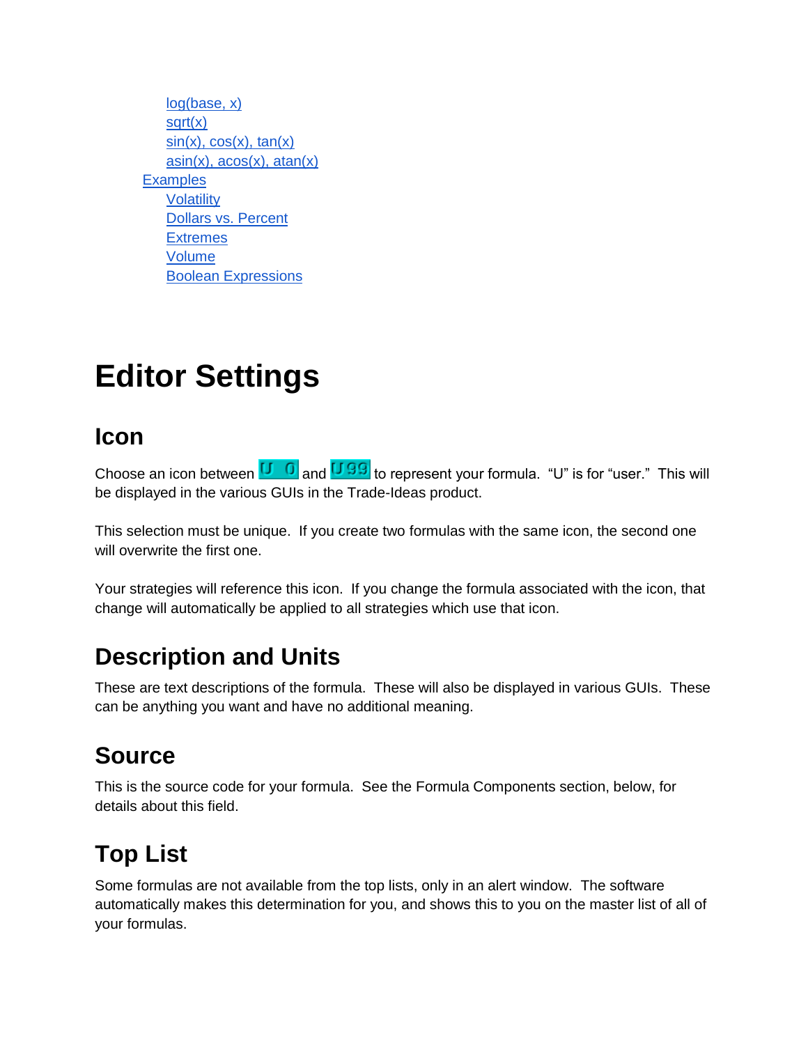- log(base, x)
- sqrt(x)
- sin(x), cos(x), tan(x)
- asin(x), acos(x), atan(x)

- Examples
  - Volatility
  - Dollars vs. Percent
  - Extremes
  - Volume
  - Boolean Expressions

# Editor Settings

## Icon

Choose an icon between U 0 and U99 to represent your formula. "U" is for "user." This will be displayed in the various GUIs in the Trade-Ideas product.

This selection must be unique. If you create two formulas with the same icon, the second one will overwrite the first one.

Your strategies will reference this icon. If you change the formula associated with the icon, that change will automatically be applied to all strategies which use that icon.

## Description and Units

These are text descriptions of the formula. These will also be displayed in various GUIs. These can be anything you want and have no additional meaning.

## Source

This is the source code for your formula. See the Formula Components section, below, for details about this field.

## Top List

Some formulas are not available from the top lists, only in an alert window. The software automatically makes this determination for you, and shows this to you on the master list of all of your formulas.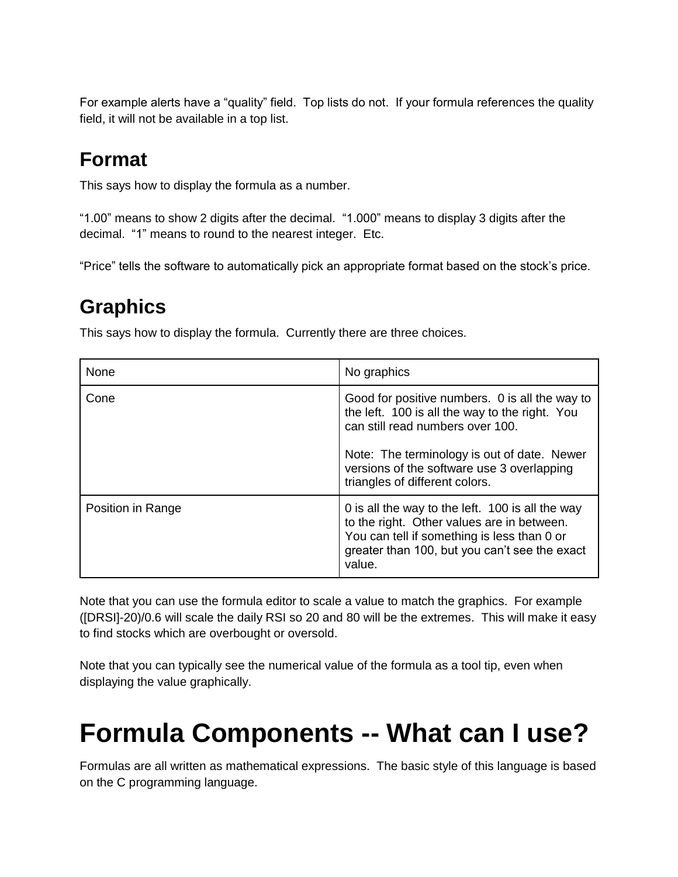For example alerts have a “quality” field. Top lists do not. If your formula references the quality field, it will not be available in a top list.

## Format

This says how to display the formula as a number.

“1.00” means to show 2 digits after the decimal. “1.000” means to display 3 digits after the decimal. “1” means to round to the nearest integer. Etc.

“Price” tells the software to automatically pick an appropriate format based on the stock’s price.

## Graphics

This says how to display the formula. Currently there are three choices.

| | |
|---|---|
| None | No graphics |
| Cone | Good for positive numbers. 0 is all the way to the left. 100 is all the way to the right. You can still read numbers over 100.<br><br>Note: The terminology is out of date. Newer versions of the software use 3 overlapping triangles of different colors. |
| Position in Range | 0 is all the way to the left. 100 is all the way to the right. Other values are in between. You can tell if something is less than 0 or greater than 100, but you can’t see the exact value. |

Note that you can use the formula editor to scale a value to match the graphics. For example ([DRSI]-20)/0.6 will scale the daily RSI so 20 and 80 will be the extremes. This will make it easy to find stocks which are overbought or oversold.

Note that you can typically see the numerical value of the formula as a tool tip, even when displaying the value graphically.

# Formula Components -- What can I use?

Formulas are all written as mathematical expressions. The basic style of this language is based on the C programming language.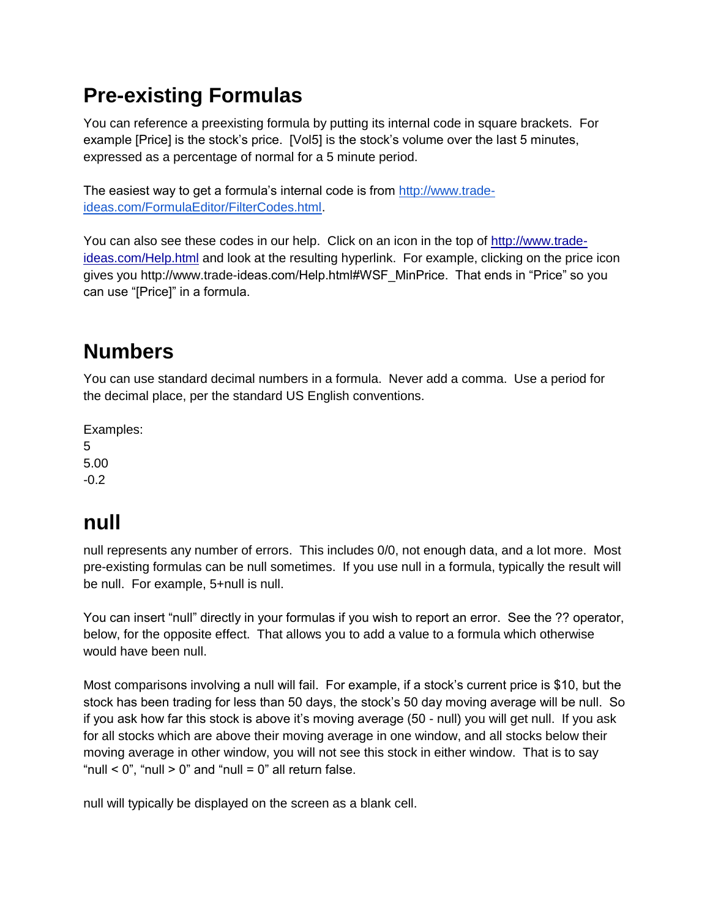# Pre-existing Formulas

You can reference a preexisting formula by putting its internal code in square brackets. For example [Price] is the stock's price. [Vol5] is the stock's volume over the last 5 minutes, expressed as a percentage of normal for a 5 minute period.

The easiest way to get a formula's internal code is from [http://www.trade-ideas.com/FormulaEditor/FilterCodes.html](http://www.trade-ideas.com/FormulaEditor/FilterCodes.html).

You can also see these codes in our help. Click on an icon in the top of [http://www.trade-ideas.com/Help.html](http://www.trade-ideas.com/Help.html) and look at the resulting hyperlink. For example, clicking on the price icon gives you http://www.trade-ideas.com/Help.html#WSF_MinPrice. That ends in "Price" so you can use "[Price]" in a formula.

# Numbers

You can use standard decimal numbers in a formula. Never add a comma. Use a period for the decimal place, per the standard US English conventions.

Examples:
5
5.00
-0.2

# null

null represents any number of errors. This includes 0/0, not enough data, and a lot more. Most pre-existing formulas can be null sometimes. If you use null in a formula, typically the result will be null. For example, 5+null is null.

You can insert "null" directly in your formulas if you wish to report an error. See the ?? operator, below, for the opposite effect. That allows you to add a value to a formula which otherwise would have been null.

Most comparisons involving a null will fail. For example, if a stock's current price is $10, but the stock has been trading for less than 50 days, the stock's 50 day moving average will be null. So if you ask how far this stock is above it's moving average (50 - null) you will get null. If you ask for all stocks which are above their moving average in one window, and all stocks below their moving average in other window, you will not see this stock in either window. That is to say "null < 0", "null > 0" and "null = 0" all return false.

null will typically be displayed on the screen as a blank cell.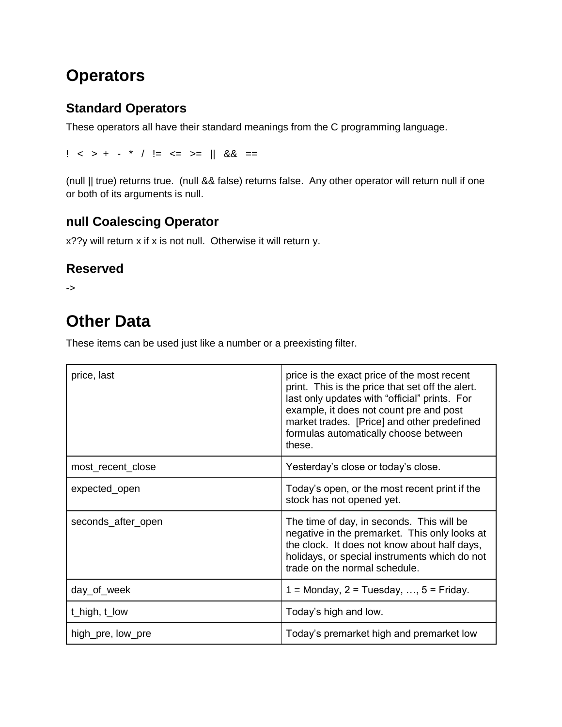# Operators

## Standard Operators

These operators all have their standard meanings from the C programming language.

! < > + - * / != <= >= || && ==

(null || true) returns true. (null && false) returns false. Any other operator will return null if one or both of its arguments is null.

## null Coalescing Operator

x??y will return x if x is not null. Otherwise it will return y.

## Reserved

->

# Other Data

These items can be used just like a number or a preexisting filter.

| | |
|---|---|
| price, last | price is the exact price of the most recent print. This is the price that set off the alert. last only updates with “official” prints. For example, it does not count pre and post market trades. [Price] and other predefined formulas automatically choose between these. |
| most_recent_close | Yesterday’s close or today’s close. |
| expected_open | Today’s open, or the most recent print if the stock has not opened yet. |
| seconds_after_open | The time of day, in seconds. This will be negative in the premarket. This only looks at the clock. It does not know about half days, holidays, or special instruments which do not trade on the normal schedule. |
| day_of_week | 1 = Monday, 2 = Tuesday, …, 5 = Friday. |
| t_high, t_low | Today’s high and low. |
| high_pre, low_pre | Today’s premarket high and premarket low |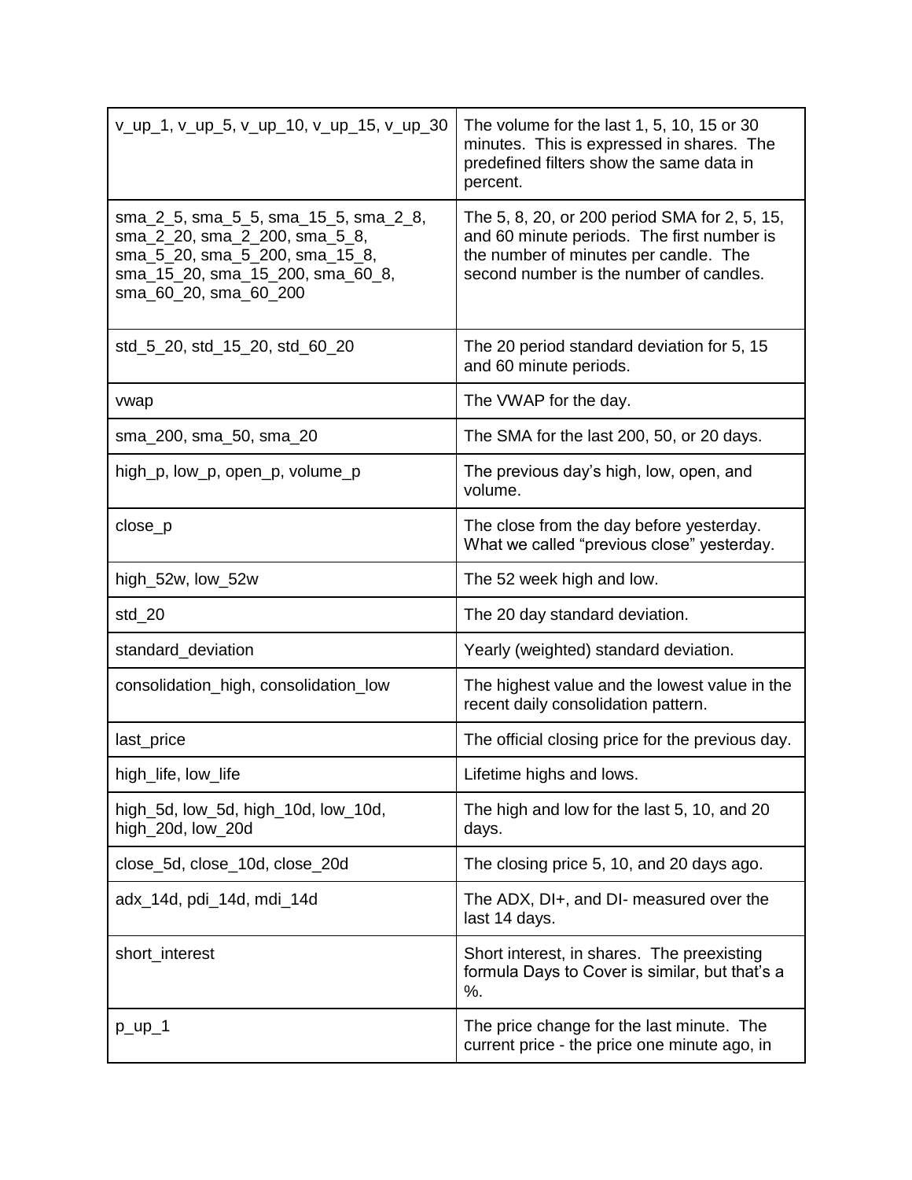| | |
|---|---|
| v_up_1, v_up_5, v_up_10, v_up_15, v_up_30 | The volume for the last 1, 5, 10, 15 or 30 minutes. This is expressed in shares. The predefined filters show the same data in percent. |
| sma_2_5, sma_5_5, sma_15_5, sma_2_8, sma_2_20, sma_2_200, sma_5_8, sma_5_20, sma_5_200, sma_15_8, sma_15_20, sma_15_200, sma_60_8, sma_60_20, sma_60_200 | The 5, 8, 20, or 200 period SMA for 2, 5, 15, and 60 minute periods. The first number is the number of minutes per candle. The second number is the number of candles. |
| std_5_20, std_15_20, std_60_20 | The 20 period standard deviation for 5, 15 and 60 minute periods. |
| vwap | The VWAP for the day. |
| sma_200, sma_50, sma_20 | The SMA for the last 200, 50, or 20 days. |
| high_p, low_p, open_p, volume_p | The previous day's high, low, open, and volume. |
| close_p | The close from the day before yesterday. What we called "previous close" yesterday. |
| high_52w, low_52w | The 52 week high and low. |
| std_20 | The 20 day standard deviation. |
| standard_deviation | Yearly (weighted) standard deviation. |
| consolidation_high, consolidation_low | The highest value and the lowest value in the recent daily consolidation pattern. |
| last_price | The official closing price for the previous day. |
| high_life, low_life | Lifetime highs and lows. |
| high_5d, low_5d, high_10d, low_10d, high_20d, low_20d | The high and low for the last 5, 10, and 20 days. |
| close_5d, close_10d, close_20d | The closing price 5, 10, and 20 days ago. |
| adx_14d, pdi_14d, mdi_14d | The ADX, DI+, and DI- measured over the last 14 days. |
| short_interest | Short interest, in shares. The preexisting formula Days to Cover is similar, but that's a %. |
| p_up_1 | The price change for the last minute. The current price - the price one minute ago, in |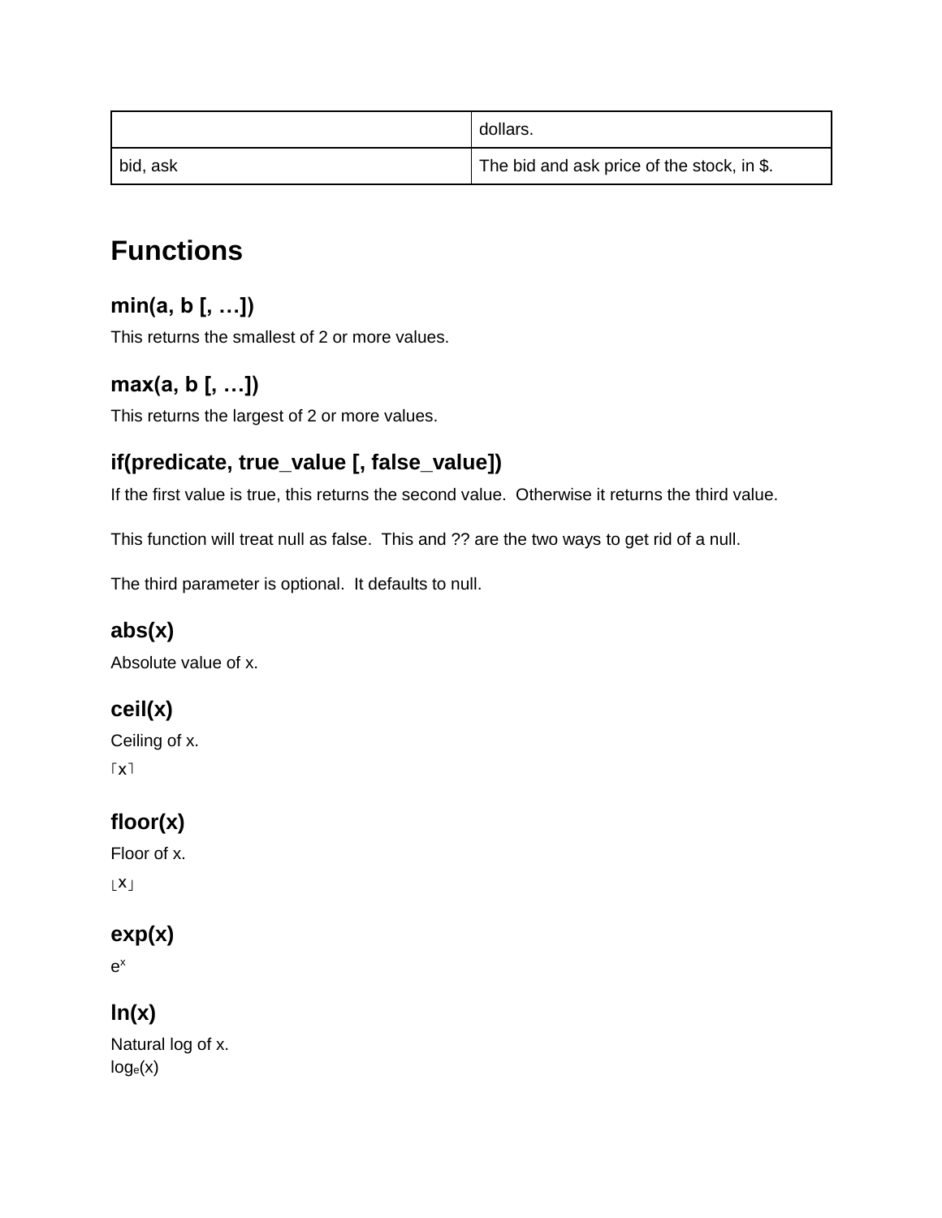|  |  |
| --- | --- |
|  | dollars. |
| bid, ask | The bid and ask price of the stock, in $. |

# Functions

### min(a, b [, …])

This returns the smallest of 2 or more values.

### max(a, b [, …])

This returns the largest of 2 or more values.

### if(predicate, true_value [, false_value])

If the first value is true, this returns the second value. Otherwise it returns the third value.

This function will treat null as false. This and ?? are the two ways to get rid of a null.

The third parameter is optional. It defaults to null.

### abs(x)

Absolute value of x.

### ceil(x)

Ceiling of x.
$\lceil x \rceil$

### floor(x)

Floor of x.
$\lfloor x \rfloor$

### exp(x)

$e^x$

### ln(x)

Natural log of x.
$\log_e(x)$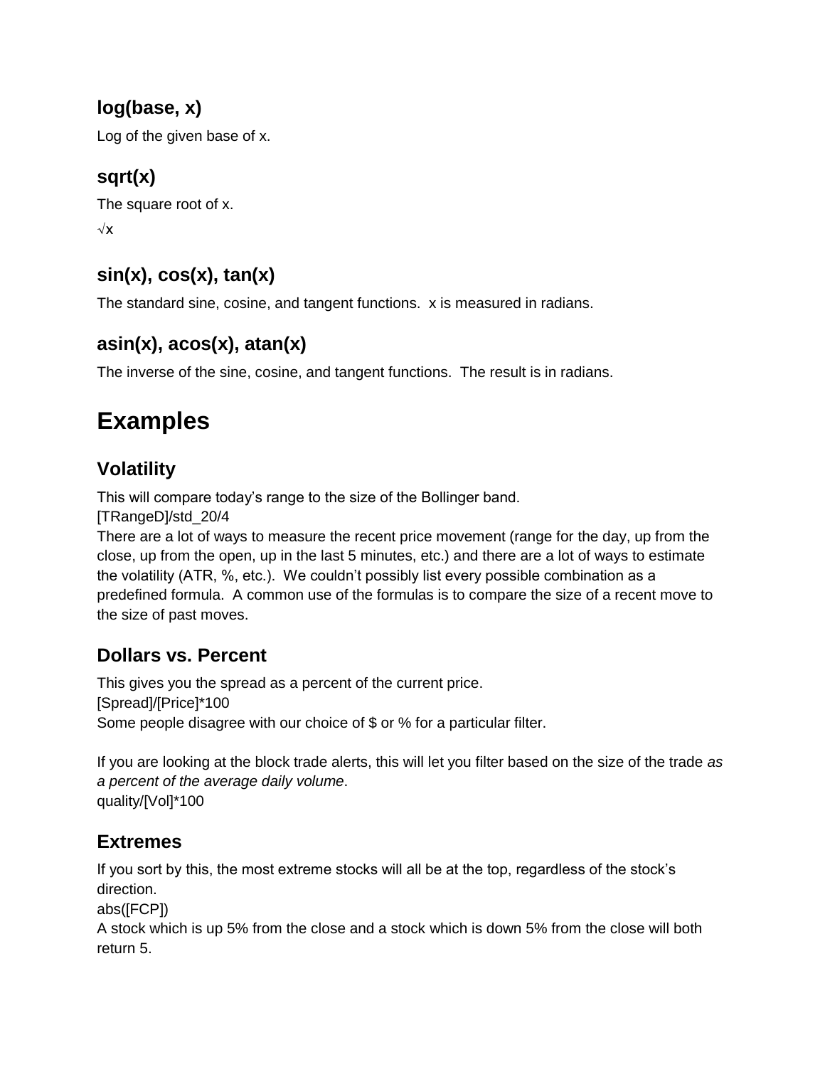### log(base, x)

Log of the given base of x.

### sqrt(x)

The square root of x.

$\sqrt{x}$

### sin(x), cos(x), tan(x)

The standard sine, cosine, and tangent functions.  x is measured in radians.

### asin(x), acos(x), atan(x)

The inverse of the sine, cosine, and tangent functions.  The result is in radians.

# Examples

## Volatility

This will compare today's range to the size of the Bollinger band.
[TRangeD]/std_20/4
There are a lot of ways to measure the recent price movement (range for the day, up from the close, up from the open, up in the last 5 minutes, etc.) and there are a lot of ways to estimate the volatility (ATR, %, etc.).  We couldn't possibly list every possible combination as a predefined formula.  A common use of the formulas is to compare the size of a recent move to the size of past moves.

## Dollars vs. Percent

This gives you the spread as a percent of the current price.
[Spread]/[Price]*100
Some people disagree with our choice of $ or % for a particular filter.

If you are looking at the block trade alerts, this will let you filter based on the size of the trade *as a percent of the average daily volume*.
quality/[Vol]*100

## Extremes

If you sort by this, the most extreme stocks will all be at the top, regardless of the stock's direction.
abs([FCP])
A stock which is up 5% from the close and a stock which is down 5% from the close will both return 5.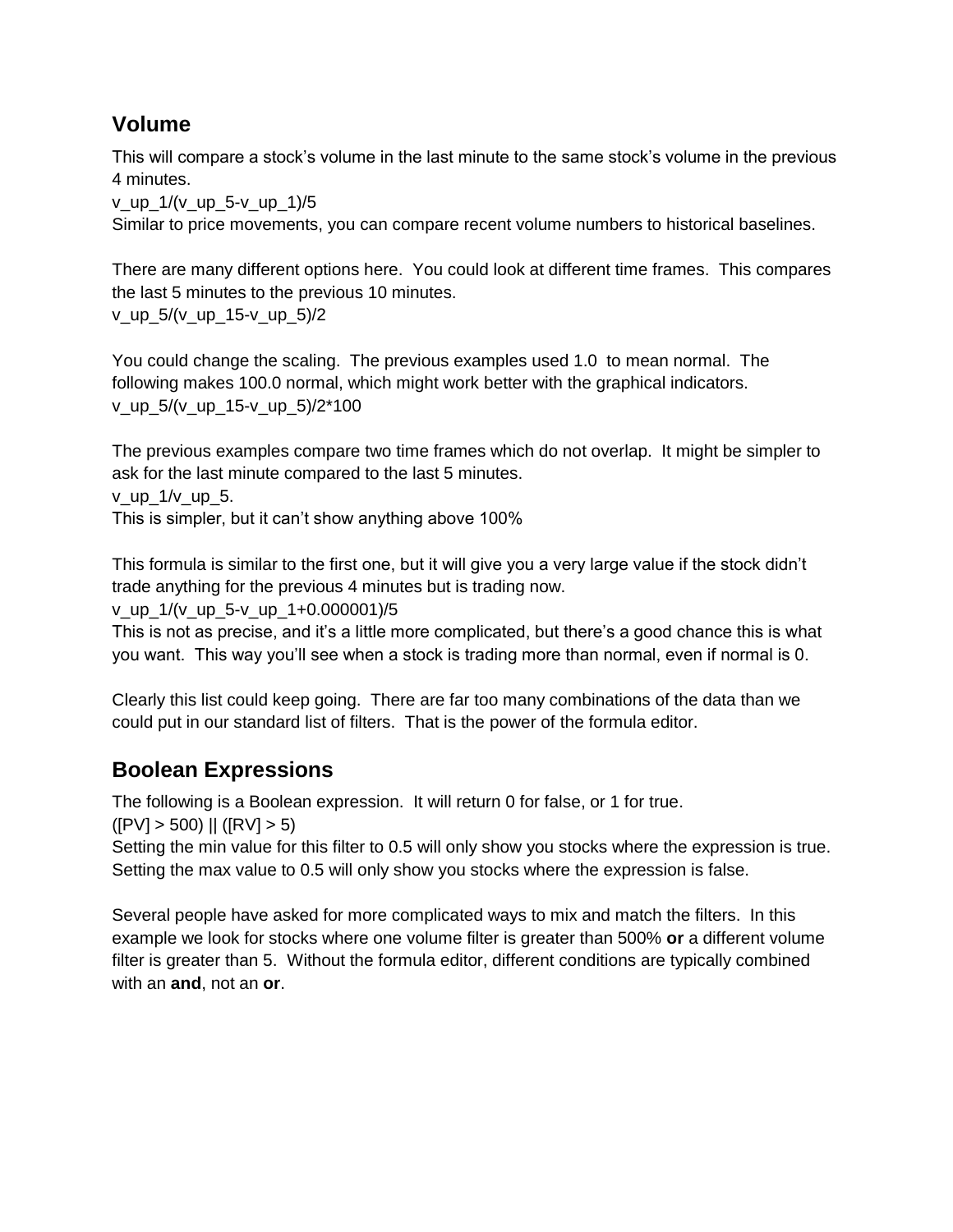## Volume

This will compare a stock's volume in the last minute to the same stock's volume in the previous 4 minutes.

v_up_1/(v_up_5-v_up_1)/5

Similar to price movements, you can compare recent volume numbers to historical baselines.

There are many different options here. You could look at different time frames. This compares the last 5 minutes to the previous 10 minutes.

v_up_5/(v_up_15-v_up_5)/2

You could change the scaling. The previous examples used 1.0 to mean normal. The following makes 100.0 normal, which might work better with the graphical indicators.

v_up_5/(v_up_15-v_up_5)/2*100

The previous examples compare two time frames which do not overlap. It might be simpler to ask for the last minute compared to the last 5 minutes.

v_up_1/v_up_5.

This is simpler, but it can't show anything above 100%

This formula is similar to the first one, but it will give you a very large value if the stock didn't trade anything for the previous 4 minutes but is trading now.

v_up_1/(v_up_5-v_up_1+0.000001)/5

This is not as precise, and it's a little more complicated, but there's a good chance this is what you want. This way you'll see when a stock is trading more than normal, even if normal is 0.

Clearly this list could keep going. There are far too many combinations of the data than we could put in our standard list of filters. That is the power of the formula editor.

## Boolean Expressions

The following is a Boolean expression. It will return 0 for false, or 1 for true.

([PV] > 500) || ([RV] > 5)

Setting the min value for this filter to 0.5 will only show you stocks where the expression is true. Setting the max value to 0.5 will only show you stocks where the expression is false.

Several people have asked for more complicated ways to mix and match the filters. In this example we look for stocks where one volume filter is greater than 500% **or** a different volume filter is greater than 5. Without the formula editor, different conditions are typically combined with an **and**, not an **or**.